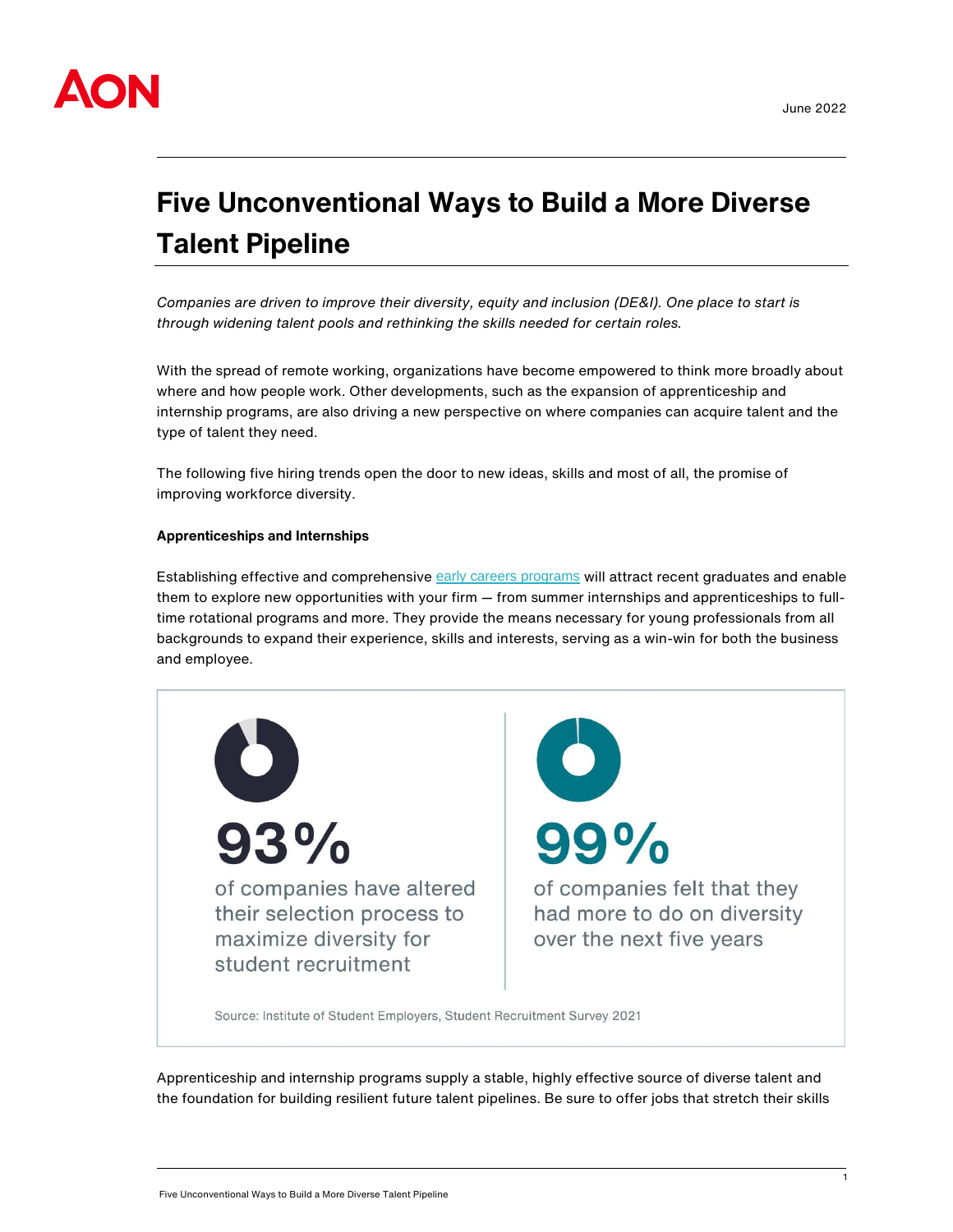June 2022

# Five Unconventional Ways to Build a More Diverse Talent Pipeline

*Companies are driven to improve their diversity, equity and inclusion (DE&I). One place to start is through widening talent pools and rethinking the skills needed for certain roles.*

With the spread of remote working, organizations have become empowered to think more broadly about where and how people work. Other developments, such as the expansion of apprenticeship and internship programs, are also driving a new perspective on where companies can acquire talent and the type of talent they need.

The following five hiring trends open the door to new ideas, skills and most of all, the promise of improving workforce diversity.

**Apprenticeships and Internships**

Establishing effective and comprehensive early careers programs will attract recent graduates and enable them to explore new opportunities with your firm — from summer internships and apprenticeships to full-time rotational programs and more. They provide the means necessary for young professionals from all backgrounds to expand their experience, skills and interests, serving as a win-win for both the business and employee.

**93%** of companies have altered their selection process to maximize diversity for student recruitment

**99%** of companies felt that they had more to do on diversity over the next five years

Source: Institute of Student Employers, Student Recruitment Survey 2021

Apprenticeship and internship programs supply a stable, highly effective source of diverse talent and the foundation for building resilient future talent pipelines. Be sure to offer jobs that stretch their skills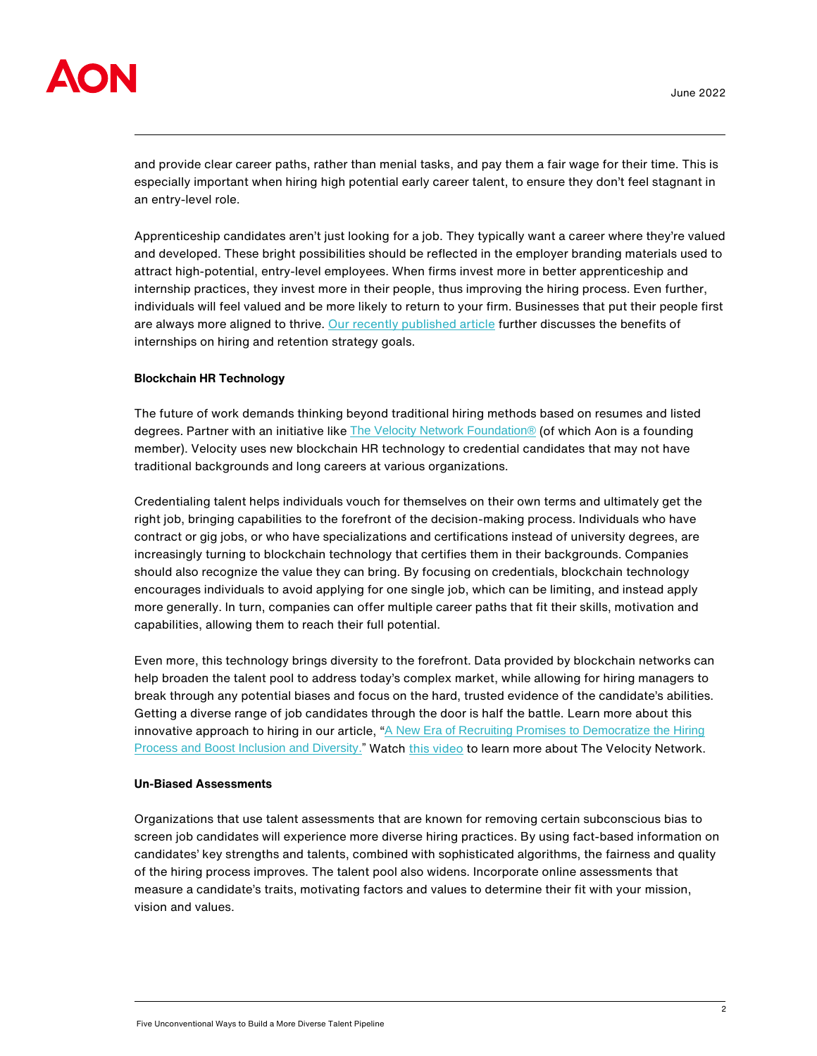and provide clear career paths, rather than menial tasks, and pay them a fair wage for their time. This is especially important when hiring high potential early career talent, to ensure they don't feel stagnant in an entry-level role.

Apprenticeship candidates aren't just looking for a job. They typically want a career where they're valued and developed. These bright possibilities should be reflected in the employer branding materials used to attract high-potential, entry-level employees. When firms invest more in better apprenticeship and internship practices, they invest more in their people, thus improving the hiring process. Even further, individuals will feel valued and be more likely to return to your firm. Businesses that put their people first are always more aligned to thrive. Our recently published article further discusses the benefits of internships on hiring and retention strategy goals.

**Blockchain HR Technology**

The future of work demands thinking beyond traditional hiring methods based on resumes and listed degrees. Partner with an initiative like The Velocity Network Foundation® (of which Aon is a founding member). Velocity uses new blockchain HR technology to credential candidates that may not have traditional backgrounds and long careers at various organizations.

Credentialing talent helps individuals vouch for themselves on their own terms and ultimately get the right job, bringing capabilities to the forefront of the decision-making process. Individuals who have contract or gig jobs, or who have specializations and certifications instead of university degrees, are increasingly turning to blockchain technology that certifies them in their backgrounds. Companies should also recognize the value they can bring. By focusing on credentials, blockchain technology encourages individuals to avoid applying for one single job, which can be limiting, and instead apply more generally. In turn, companies can offer multiple career paths that fit their skills, motivation and capabilities, allowing them to reach their full potential.

Even more, this technology brings diversity to the forefront. Data provided by blockchain networks can help broaden the talent pool to address today's complex market, while allowing for hiring managers to break through any potential biases and focus on the hard, trusted evidence of the candidate's abilities. Getting a diverse range of job candidates through the door is half the battle. Learn more about this innovative approach to hiring in our article, "A New Era of Recruiting Promises to Democratize the Hiring Process and Boost Inclusion and Diversity." Watch this video to learn more about The Velocity Network.

**Un-Biased Assessments**

Organizations that use talent assessments that are known for removing certain subconscious bias to screen job candidates will experience more diverse hiring practices. By using fact-based information on candidates' key strengths and talents, combined with sophisticated algorithms, the fairness and quality of the hiring process improves. The talent pool also widens. Incorporate online assessments that measure a candidate's traits, motivating factors and values to determine their fit with your mission, vision and values.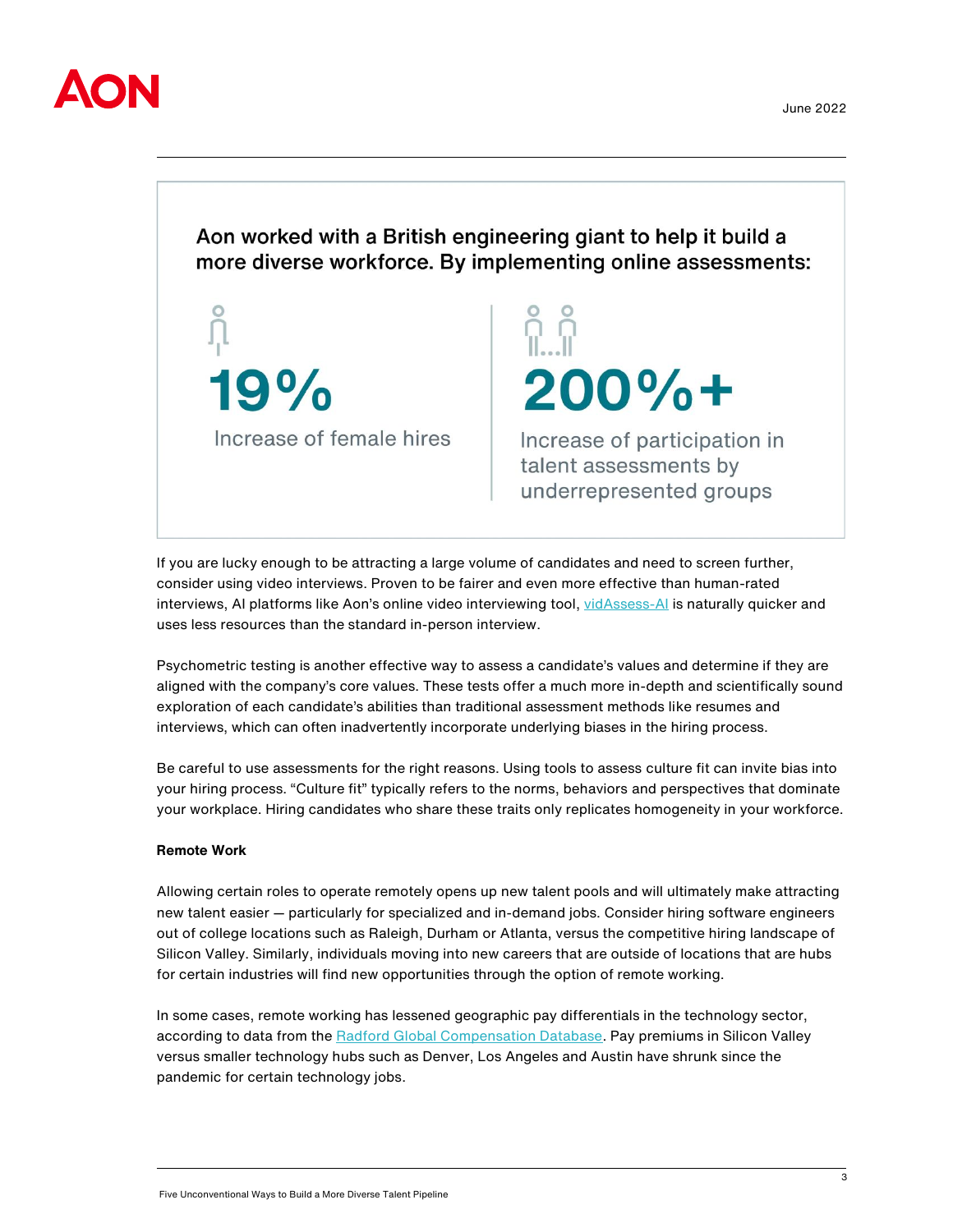Aon worked with a British engineering giant to help it build a more diverse workforce. By implementing online assessments:

**19%**
Increase of female hires

**200%+**
Increase of participation in talent assessments by underrepresented groups

If you are lucky enough to be attracting a large volume of candidates and need to screen further, consider using video interviews. Proven to be fairer and even more effective than human-rated interviews, AI platforms like Aon's online video interviewing tool, vidAssess-AI is naturally quicker and uses less resources than the standard in-person interview.

Psychometric testing is another effective way to assess a candidate's values and determine if they are aligned with the company's core values. These tests offer a much more in-depth and scientifically sound exploration of each candidate's abilities than traditional assessment methods like resumes and interviews, which can often inadvertently incorporate underlying biases in the hiring process.

Be careful to use assessments for the right reasons. Using tools to assess culture fit can invite bias into your hiring process. "Culture fit" typically refers to the norms, behaviors and perspectives that dominate your workplace. Hiring candidates who share these traits only replicates homogeneity in your workforce.

**Remote Work**

Allowing certain roles to operate remotely opens up new talent pools and will ultimately make attracting new talent easier — particularly for specialized and in-demand jobs. Consider hiring software engineers out of college locations such as Raleigh, Durham or Atlanta, versus the competitive hiring landscape of Silicon Valley. Similarly, individuals moving into new careers that are outside of locations that are hubs for certain industries will find new opportunities through the option of remote working.

In some cases, remote working has lessened geographic pay differentials in the technology sector, according to data from the Radford Global Compensation Database. Pay premiums in Silicon Valley versus smaller technology hubs such as Denver, Los Angeles and Austin have shrunk since the pandemic for certain technology jobs.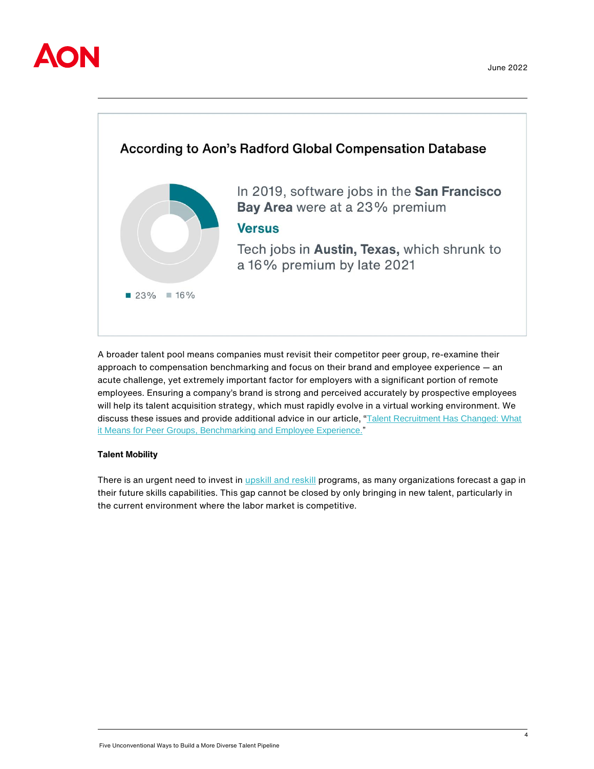### According to Aon's Radford Global Compensation Database

■ 23% ■ 16%

In 2019, software jobs in the **San Francisco Bay Area** were at a 23% premium

**Versus**

Tech jobs in **Austin, Texas,** which shrunk to a 16% premium by late 2021

A broader talent pool means companies must revisit their competitor peer group, re-examine their approach to compensation benchmarking and focus on their brand and employee experience — an acute challenge, yet extremely important factor for employers with a significant portion of remote employees. Ensuring a company's brand is strong and perceived accurately by prospective employees will help its talent acquisition strategy, which must rapidly evolve in a virtual working environment. We discuss these issues and provide additional advice in our article, "Talent Recruitment Has Changed: What it Means for Peer Groups, Benchmarking and Employee Experience."

**Talent Mobility**

There is an urgent need to invest in upskill and reskill programs, as many organizations forecast a gap in their future skills capabilities. This gap cannot be closed by only bringing in new talent, particularly in the current environment where the labor market is competitive.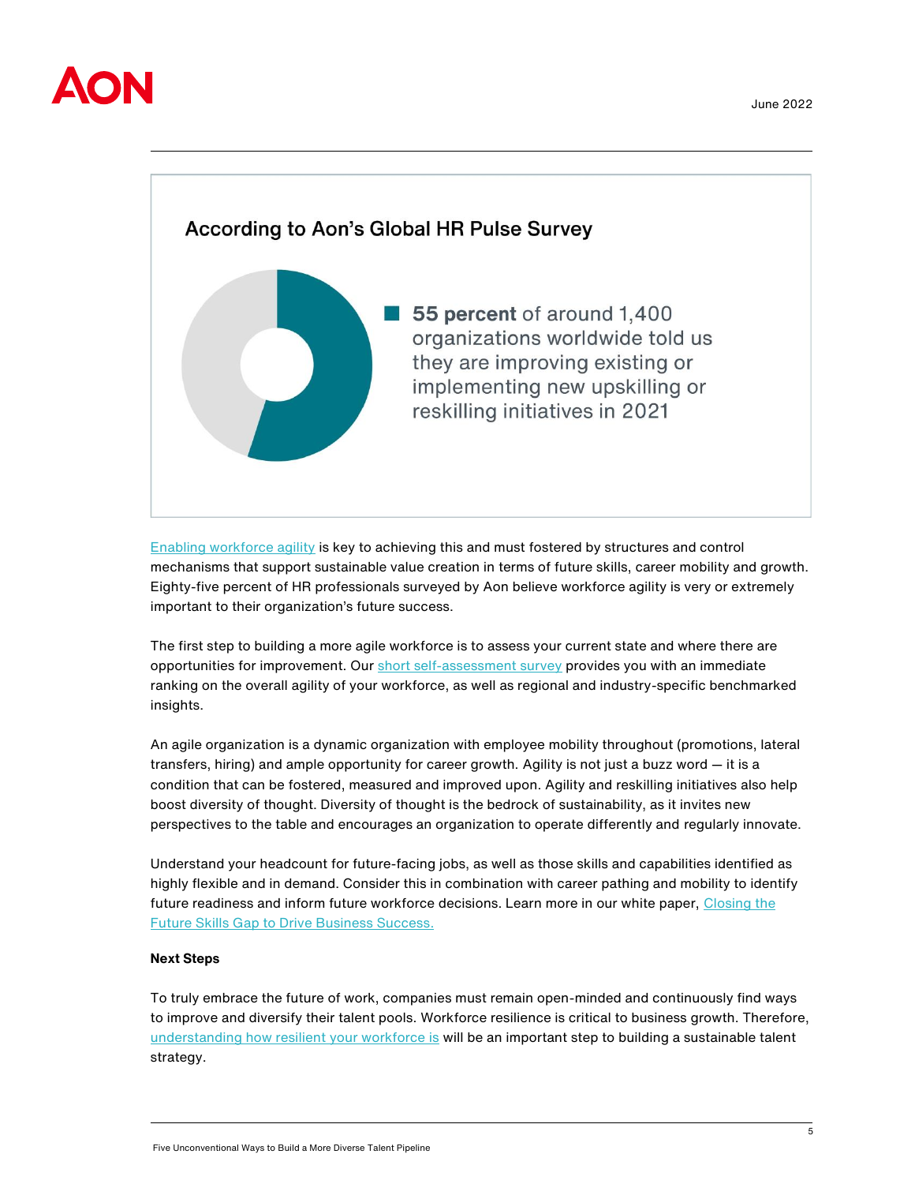### According to Aon's Global HR Pulse Survey

**55 percent** of around 1,400 organizations worldwide told us they are improving existing or implementing new upskilling or reskilling initiatives in 2021

Enabling workforce agility is key to achieving this and must fostered by structures and control mechanisms that support sustainable value creation in terms of future skills, career mobility and growth. Eighty-five percent of HR professionals surveyed by Aon believe workforce agility is very or extremely important to their organization's future success.

The first step to building a more agile workforce is to assess your current state and where there are opportunities for improvement. Our short self-assessment survey provides you with an immediate ranking on the overall agility of your workforce, as well as regional and industry-specific benchmarked insights.

An agile organization is a dynamic organization with employee mobility throughout (promotions, lateral transfers, hiring) and ample opportunity for career growth. Agility is not just a buzz word — it is a condition that can be fostered, measured and improved upon. Agility and reskilling initiatives also help boost diversity of thought. Diversity of thought is the bedrock of sustainability, as it invites new perspectives to the table and encourages an organization to operate differently and regularly innovate.

Understand your headcount for future-facing jobs, as well as those skills and capabilities identified as highly flexible and in demand. Consider this in combination with career pathing and mobility to identify future readiness and inform future workforce decisions. Learn more in our white paper, Closing the Future Skills Gap to Drive Business Success.

**Next Steps**

To truly embrace the future of work, companies must remain open-minded and continuously find ways to improve and diversify their talent pools. Workforce resilience is critical to business growth. Therefore, understanding how resilient your workforce is will be an important step to building a sustainable talent strategy.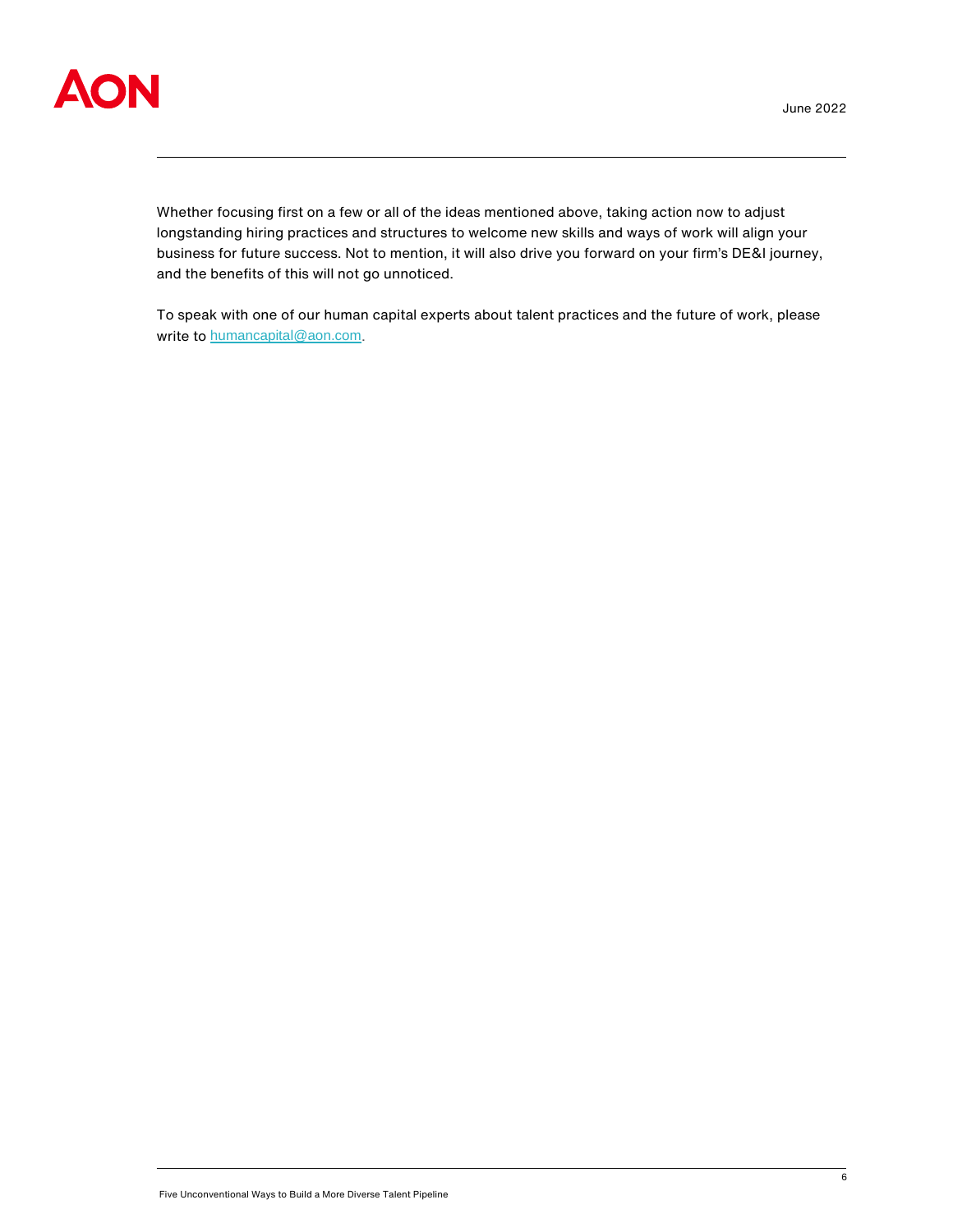Whether focusing first on a few or all of the ideas mentioned above, taking action now to adjust longstanding hiring practices and structures to welcome new skills and ways of work will align your business for future success. Not to mention, it will also drive you forward on your firm's DE&I journey, and the benefits of this will not go unnoticed.

To speak with one of our human capital experts about talent practices and the future of work, please write to [humancapital@aon.com](mailto:humancapital@aon.com).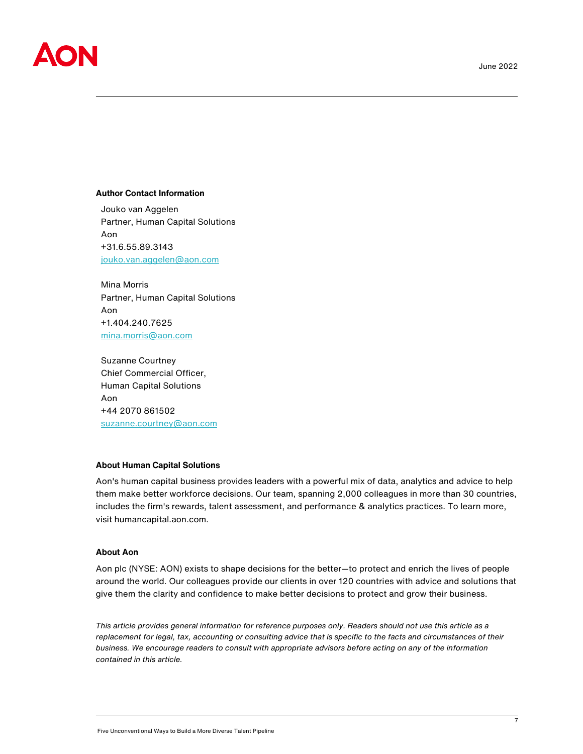### Author Contact Information

Jouko van Aggelen
Partner, Human Capital Solutions
Aon
+31.6.55.89.3143
jouko.van.aggelen@aon.com

Mina Morris
Partner, Human Capital Solutions
Aon
+1.404.240.7625
mina.morris@aon.com

Suzanne Courtney
Chief Commercial Officer,
Human Capital Solutions
Aon
+44 2070 861502
suzanne.courtney@aon.com

### About Human Capital Solutions

Aon's human capital business provides leaders with a powerful mix of data, analytics and advice to help them make better workforce decisions. Our team, spanning 2,000 colleagues in more than 30 countries, includes the firm's rewards, talent assessment, and performance & analytics practices. To learn more, visit humancapital.aon.com.

### About Aon

Aon plc (NYSE: AON) exists to shape decisions for the better—to protect and enrich the lives of people around the world. Our colleagues provide our clients in over 120 countries with advice and solutions that give them the clarity and confidence to make better decisions to protect and grow their business.

*This article provides general information for reference purposes only. Readers should not use this article as a replacement for legal, tax, accounting or consulting advice that is specific to the facts and circumstances of their business. We encourage readers to consult with appropriate advisors before acting on any of the information contained in this article.*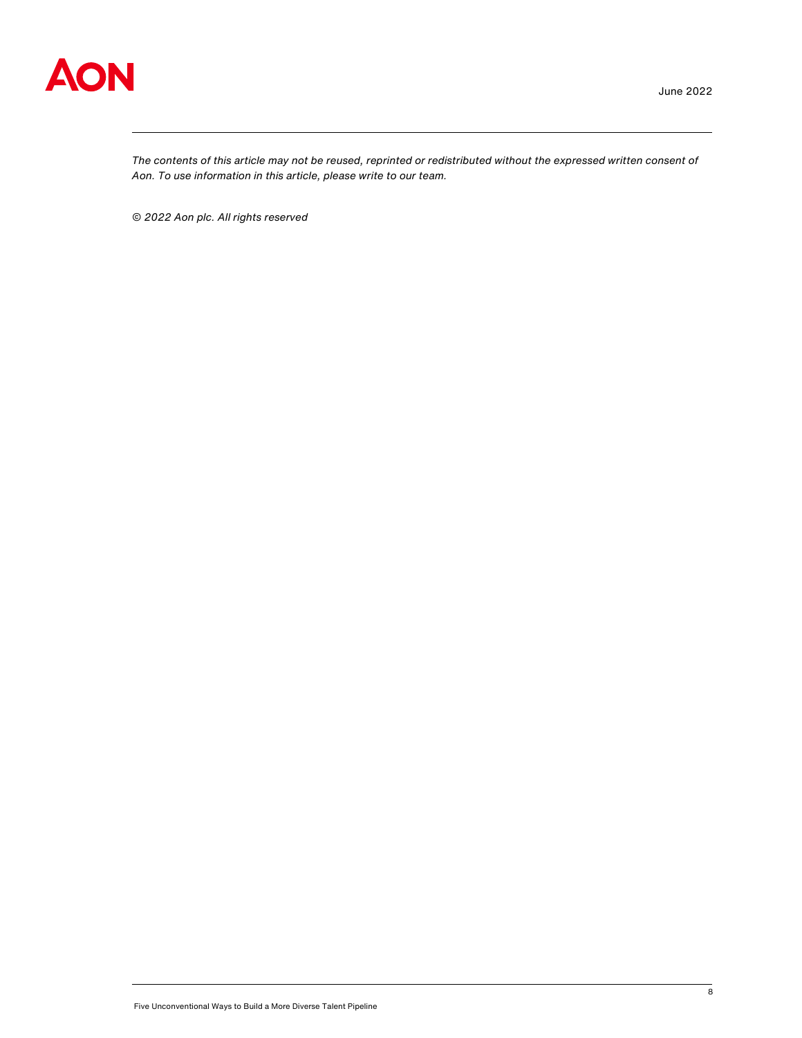*The contents of this article may not be reused, reprinted or redistributed without the expressed written consent of Aon. To use information in this article, please write to our team.*

*© 2022 Aon plc. All rights reserved*